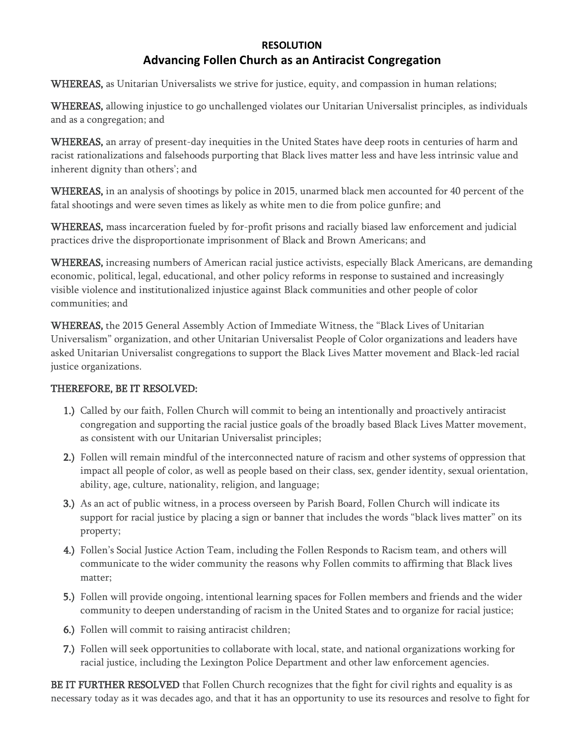**RESOLUTION**

# Advancing Follen Church as an Antiracist Congregation

**WHEREAS,** as Unitarian Universalists we strive for justice, equity, and compassion in human relations;

**WHEREAS,** allowing injustice to go unchallenged violates our Unitarian Universalist principles, as individuals and as a congregation; and

**WHEREAS,** an array of present-day inequities in the United States have deep roots in centuries of harm and racist rationalizations and falsehoods purporting that Black lives matter less and have less intrinsic value and inherent dignity than others'; and

**WHEREAS,** in an analysis of shootings by police in 2015, unarmed black men accounted for 40 percent of the fatal shootings and were seven times as likely as white men to die from police gunfire; and

**WHEREAS,** mass incarceration fueled by for-profit prisons and racially biased law enforcement and judicial practices drive the disproportionate imprisonment of Black and Brown Americans; and

**WHEREAS,** increasing numbers of American racial justice activists, especially Black Americans, are demanding economic, political, legal, educational, and other policy reforms in response to sustained and increasingly visible violence and institutionalized injustice against Black communities and other people of color communities; and

**WHEREAS,** the 2015 General Assembly Action of Immediate Witness, the "Black Lives of Unitarian Universalism" organization, and other Unitarian Universalist People of Color organizations and leaders have asked Unitarian Universalist congregations to support the Black Lives Matter movement and Black-led racial justice organizations.

**THEREFORE, BE IT RESOLVED:**

1.) Called by our faith, Follen Church will commit to being an intentionally and proactively antiracist congregation and supporting the racial justice goals of the broadly based Black Lives Matter movement, as consistent with our Unitarian Universalist principles;

2.) Follen will remain mindful of the interconnected nature of racism and other systems of oppression that impact all people of color, as well as people based on their class, sex, gender identity, sexual orientation, ability, age, culture, nationality, religion, and language;

3.) As an act of public witness, in a process overseen by Parish Board, Follen Church will indicate its support for racial justice by placing a sign or banner that includes the words "black lives matter" on its property;

4.) Follen's Social Justice Action Team, including the Follen Responds to Racism team, and others will communicate to the wider community the reasons why Follen commits to affirming that Black lives matter;

5.) Follen will provide ongoing, intentional learning spaces for Follen members and friends and the wider community to deepen understanding of racism in the United States and to organize for racial justice;

6.) Follen will commit to raising antiracist children;

7.) Follen will seek opportunities to collaborate with local, state, and national organizations working for racial justice, including the Lexington Police Department and other law enforcement agencies.

**BE IT FURTHER RESOLVED** that Follen Church recognizes that the fight for civil rights and equality is as necessary today as it was decades ago, and that it has an opportunity to use its resources and resolve to fight for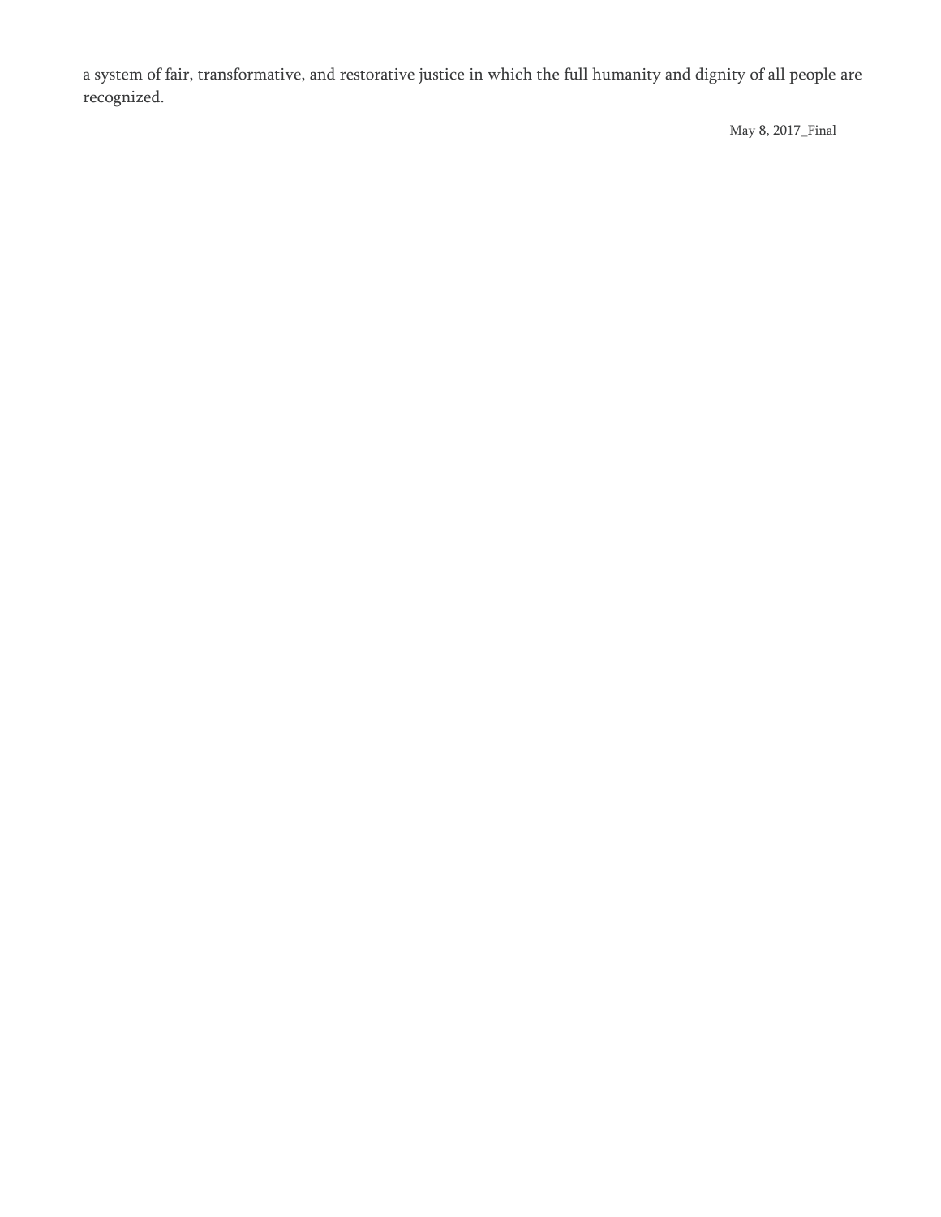a system of fair, transformative, and restorative justice in which the full humanity and dignity of all people are recognized.

May 8, 2017_Final